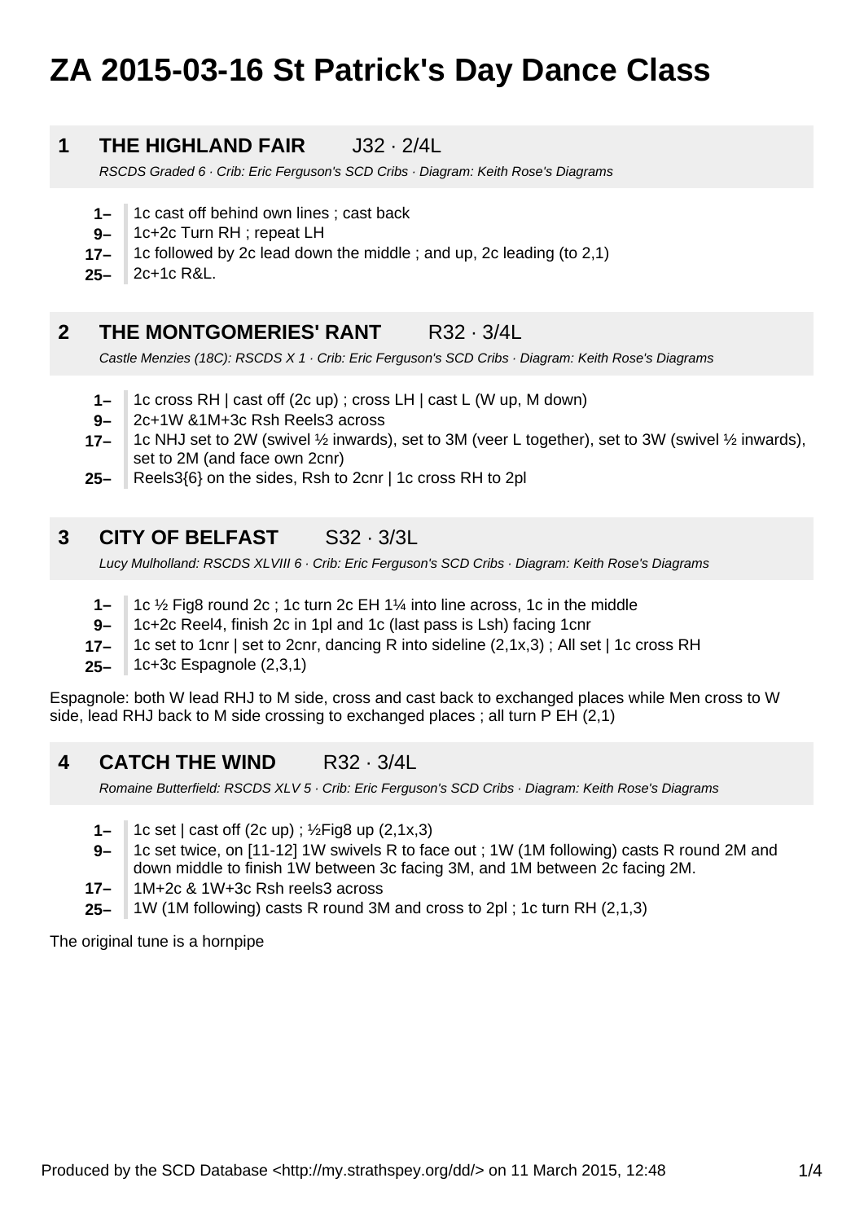# ZA 2015-03-16 St Patrick's Day Dance Class

## 1 THE HIGHLAND FAIR J32 · 2/4L

*RSCDS Graded 6 · Crib: Eric Ferguson's SCD Cribs · Diagram: Keith Rose's Diagrams*

- **1–** 1c cast off behind own lines ; cast back
- **9–** 1c+2c Turn RH ; repeat LH
- **17–** 1c followed by 2c lead down the middle ; and up, 2c leading (to 2,1)
- **25–** 2c+1c R&L.

## 2 THE MONTGOMERIES' RANT R32 · 3/4L

*Castle Menzies (18C): RSCDS X 1 · Crib: Eric Ferguson's SCD Cribs · Diagram: Keith Rose's Diagrams*

- **1–** 1c cross RH | cast off (2c up) ; cross LH | cast L (W up, M down)
- **9–** 2c+1W &1M+3c Rsh Reels3 across
- **17–** 1c NHJ set to 2W (swivel ½ inwards), set to 3M (veer L together), set to 3W (swivel ½ inwards), set to 2M (and face own 2cnr)
- **25–** Reels3{6} on the sides, Rsh to 2cnr | 1c cross RH to 2pl

## 3 CITY OF BELFAST S32 · 3/3L

*Lucy Mulholland: RSCDS XLVIII 6 · Crib: Eric Ferguson's SCD Cribs · Diagram: Keith Rose's Diagrams*

- **1–** 1c ½ Fig8 round 2c ; 1c turn 2c EH 1¼ into line across, 1c in the middle
- **9–** 1c+2c Reel4, finish 2c in 1pl and 1c (last pass is Lsh) facing 1cnr
- **17–** 1c set to 1cnr | set to 2cnr, dancing R into sideline (2,1x,3) ; All set | 1c cross RH
- **25–** 1c+3c Espagnole (2,3,1)

Espagnole: both W lead RHJ to M side, cross and cast back to exchanged places while Men cross to W side, lead RHJ back to M side crossing to exchanged places ; all turn P EH (2,1)

## 4 CATCH THE WIND R32 · 3/4L

*Romaine Butterfield: RSCDS XLV 5 · Crib: Eric Ferguson's SCD Cribs · Diagram: Keith Rose's Diagrams*

- **1–** 1c set | cast off (2c up) ; ½Fig8 up (2,1x,3)
- **9–** 1c set twice, on [11-12] 1W swivels R to face out ; 1W (1M following) casts R round 2M and down middle to finish 1W between 3c facing 3M, and 1M between 2c facing 2M.
- **17–** 1M+2c & 1W+3c Rsh reels3 across
- **25–** 1W (1M following) casts R round 3M and cross to 2pl ; 1c turn RH (2,1,3)

The original tune is a hornpipe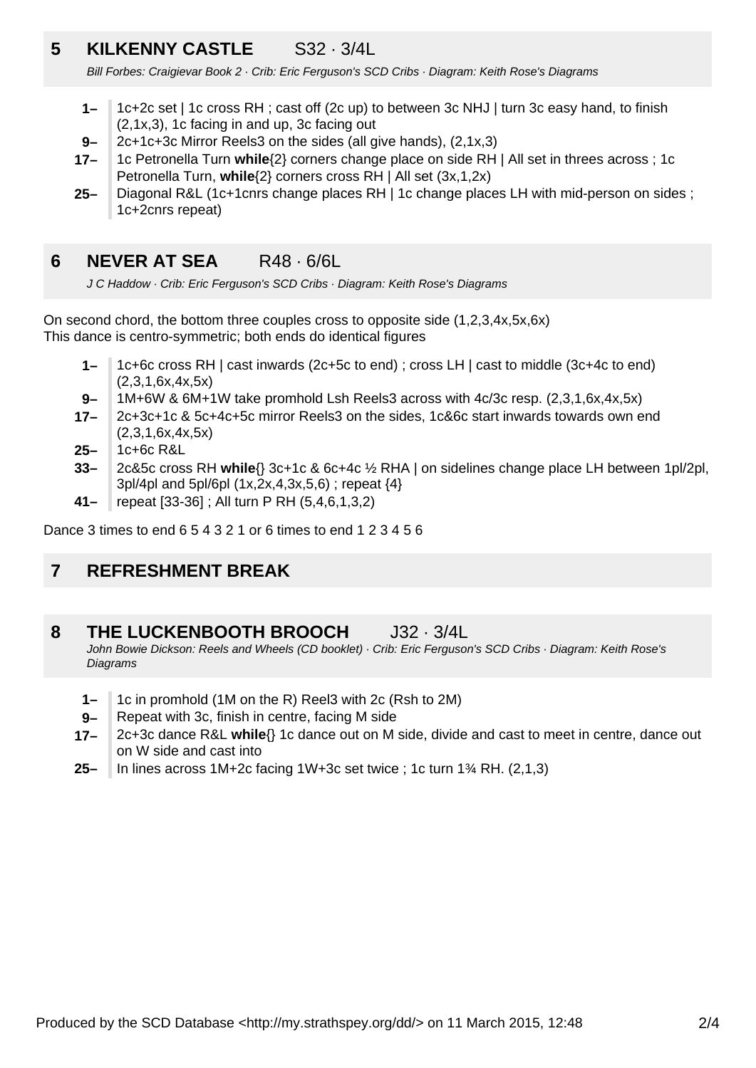## 5 KILKENNY CASTLE S32 · 3/4L

*Bill Forbes: Craigievar Book 2 · Crib: Eric Ferguson's SCD Cribs · Diagram: Keith Rose's Diagrams*

- **1–** 1c+2c set | 1c cross RH ; cast off (2c up) to between 3c NHJ | turn 3c easy hand, to finish (2,1x,3), 1c facing in and up, 3c facing out
- **9–** 2c+1c+3c Mirror Reels3 on the sides (all give hands), (2,1x,3)
- **17–** 1c Petronella Turn **while**{2} corners change place on side RH | All set in threes across ; 1c Petronella Turn, **while**{2} corners cross RH | All set (3x,1,2x)
- **25–** Diagonal R&L (1c+1cnrs change places RH | 1c change places LH with mid-person on sides ; 1c+2cnrs repeat)

## 6 NEVER AT SEA R48 · 6/6L

*J C Haddow · Crib: Eric Ferguson's SCD Cribs · Diagram: Keith Rose's Diagrams*

On second chord, the bottom three couples cross to opposite side (1,2,3,4x,5x,6x)
This dance is centro-symmetric; both ends do identical figures

- **1–** 1c+6c cross RH | cast inwards (2c+5c to end) ; cross LH | cast to middle (3c+4c to end) (2,3,1,6x,4x,5x)
- **9–** 1M+6W & 6M+1W take promhold Lsh Reels3 across with 4c/3c resp. (2,3,1,6x,4x,5x)
- **17–** 2c+3c+1c & 5c+4c+5c mirror Reels3 on the sides, 1c&6c start inwards towards own end (2,3,1,6x,4x,5x)
- **25–** 1c+6c R&L
- **33–** 2c&5c cross RH **while**{} 3c+1c & 6c+4c ½ RHA | on sidelines change place LH between 1pl/2pl, 3pl/4pl and 5pl/6pl (1x,2x,4,3x,5,6) ; repeat {4}
- **41–** repeat [33-36] ; All turn P RH (5,4,6,1,3,2)

Dance 3 times to end 6 5 4 3 2 1 or 6 times to end 1 2 3 4 5 6

## 7 REFRESHMENT BREAK

## 8 THE LUCKENBOOTH BROOCH J32 · 3/4L

*John Bowie Dickson: Reels and Wheels (CD booklet) · Crib: Eric Ferguson's SCD Cribs · Diagram: Keith Rose's Diagrams*

- **1–** 1c in promhold (1M on the R) Reel3 with 2c (Rsh to 2M)
- **9–** Repeat with 3c, finish in centre, facing M side
- **17–** 2c+3c dance R&L **while**{} 1c dance out on M side, divide and cast to meet in centre, dance out on W side and cast into
- **25–** In lines across 1M+2c facing 1W+3c set twice ; 1c turn 1¾ RH. (2,1,3)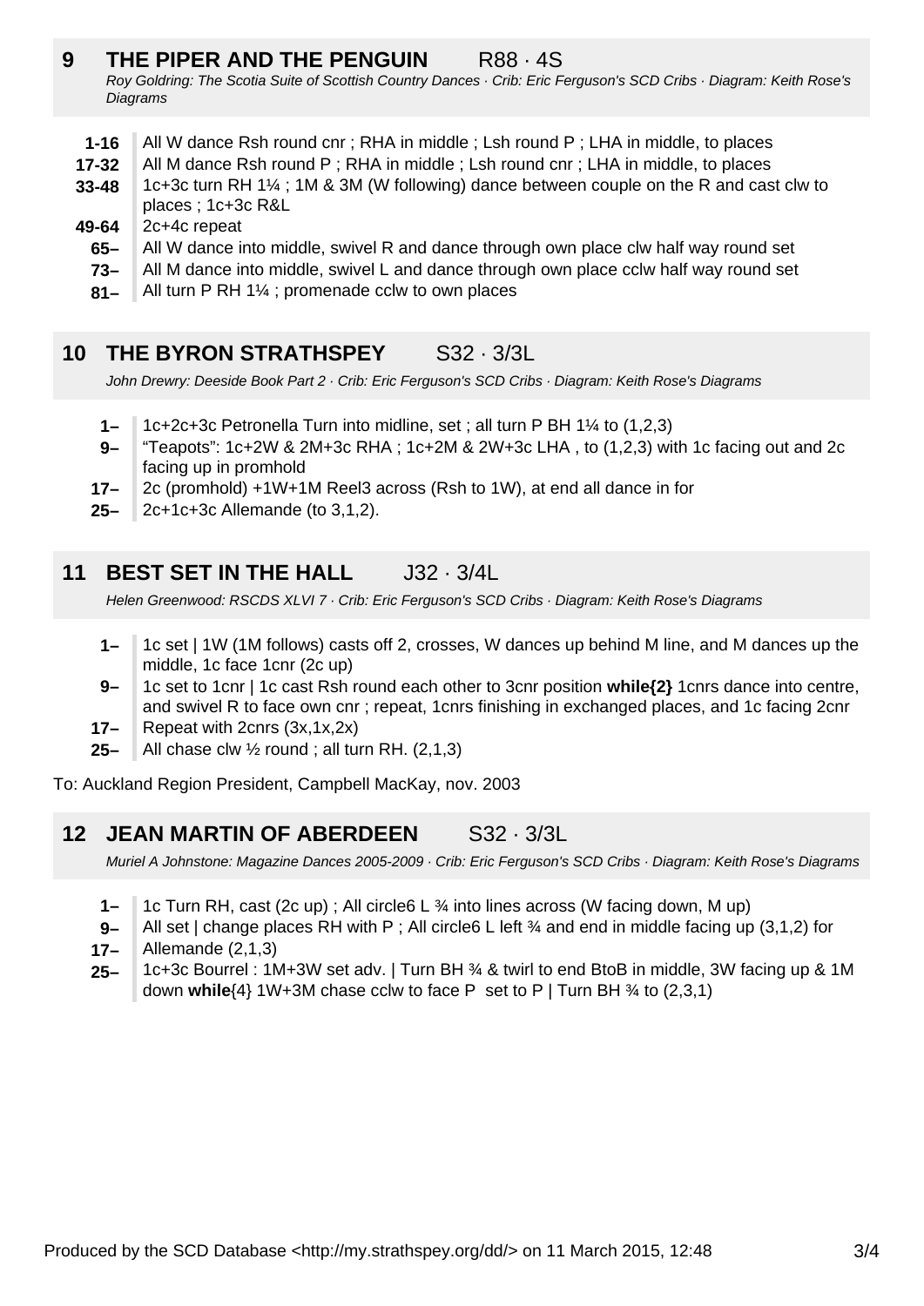## 9 THE PIPER AND THE PENGUIN R88 · 4S

*Roy Goldring: The Scotia Suite of Scottish Country Dances · Crib: Eric Ferguson's SCD Cribs · Diagram: Keith Rose's Diagrams*

| | |
|---|---|
| **1-16** | All W dance Rsh round cnr ; RHA in middle ; Lsh round P ; LHA in middle, to places |
| **17-32** | All M dance Rsh round P ; RHA in middle ; Lsh round cnr ; LHA in middle, to places |
| **33-48** | 1c+3c turn RH 1¼ ; 1M & 3M (W following) dance between couple on the R and cast clw to places ; 1c+3c R&L |
| **49-64** | 2c+4c repeat |
| **65–** | All W dance into middle, swivel R and dance through own place clw half way round set |
| **73–** | All M dance into middle, swivel L and dance through own place cclw half way round set |
| **81–** | All turn P RH 1¼ ; promenade cclw to own places |

## 10 THE BYRON STRATHSPEY S32 · 3/3L

*John Drewry: Deeside Book Part 2 · Crib: Eric Ferguson's SCD Cribs · Diagram: Keith Rose's Diagrams*

| | |
|---|---|
| **1–** | 1c+2c+3c Petronella Turn into midline, set ; all turn P BH 1¼ to (1,2,3) |
| **9–** | "Teapots": 1c+2W & 2M+3c RHA ; 1c+2M & 2W+3c LHA , to (1,2,3) with 1c facing out and 2c facing up in promhold |
| **17–** | 2c (promhold) +1W+1M Reel3 across (Rsh to 1W), at end all dance in for |
| **25–** | 2c+1c+3c Allemande (to 3,1,2). |

## 11 BEST SET IN THE HALL J32 · 3/4L

*Helen Greenwood: RSCDS XLVI 7 · Crib: Eric Ferguson's SCD Cribs · Diagram: Keith Rose's Diagrams*

| | |
|---|---|
| **1–** | 1c set \| 1W (1M follows) casts off 2, crosses, W dances up behind M line, and M dances up the middle, 1c face 1cnr (2c up) |
| **9–** | 1c set to 1cnr \| 1c cast Rsh round each other to 3cnr position **while{2}** 1cnrs dance into centre, and swivel R to face own cnr ; repeat, 1cnrs finishing in exchanged places, and 1c facing 2cnr |
| **17–** | Repeat with 2cnrs (3x,1x,2x) |
| **25–** | All chase clw ½ round ; all turn RH. (2,1,3) |

To: Auckland Region President, Campbell MacKay, nov. 2003

## 12 JEAN MARTIN OF ABERDEEN S32 · 3/3L

*Muriel A Johnstone: Magazine Dances 2005-2009 · Crib: Eric Ferguson's SCD Cribs · Diagram: Keith Rose's Diagrams*

| | |
|---|---|
| **1–** | 1c Turn RH, cast (2c up) ; All circle6 L ¾ into lines across (W facing down, M up) |
| **9–** | All set \| change places RH with P ; All circle6 L left ¾ and end in middle facing up (3,1,2) for |
| **17–** | Allemande (2,1,3) |
| **25–** | 1c+3c Bourrel : 1M+3W set adv. \| Turn BH ¾ & twirl to end BtoB in middle, 3W facing up & 1M down **while**{4} 1W+3M chase cclw to face P set to P \| Turn BH ¾ to (2,3,1) |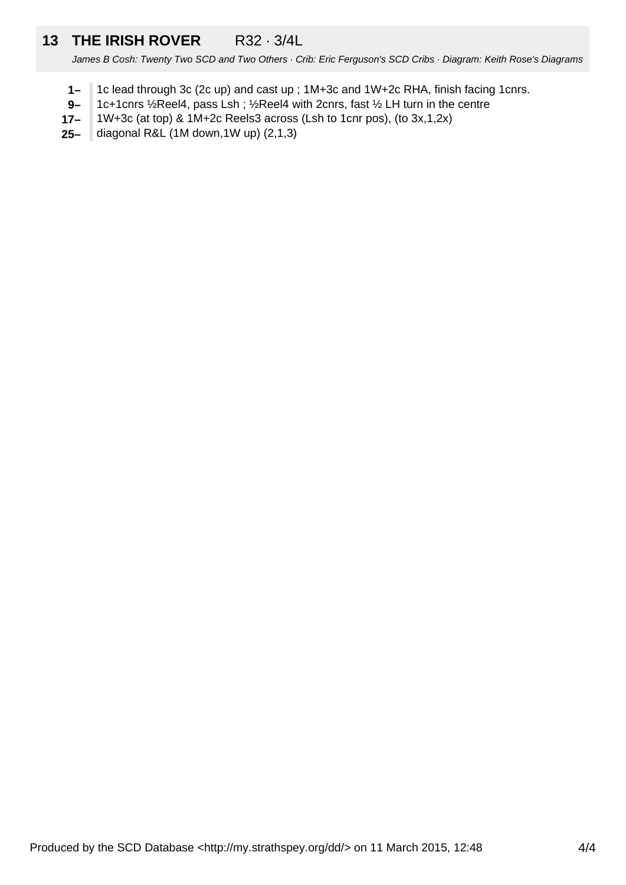## 13 THE IRISH ROVER R32 · 3/4L

*James B Cosh: Twenty Two SCD and Two Others · Crib: Eric Ferguson's SCD Cribs · Diagram: Keith Rose's Diagrams*

**1–** 1c lead through 3c (2c up) and cast up ; 1M+3c and 1W+2c RHA, finish facing 1cnrs.

**9–** 1c+1cnrs ½Reel4, pass Lsh ; ½Reel4 with 2cnrs, fast ½ LH turn in the centre

**17–** 1W+3c (at top) & 1M+2c Reels3 across (Lsh to 1cnr pos), (to 3x,1,2x)

**25–** diagonal R&L (1M down,1W up) (2,1,3)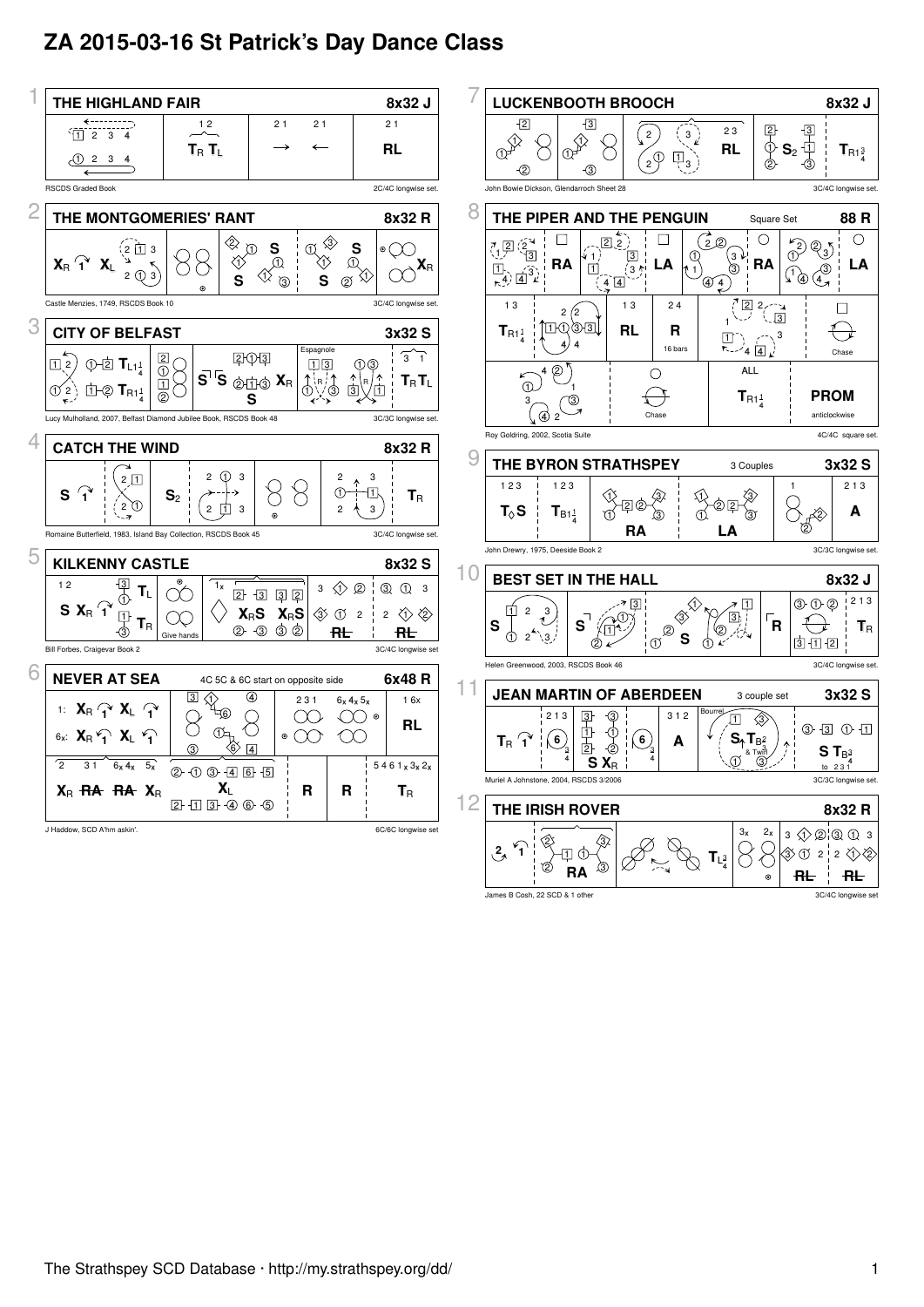# ZA 2015-03-16 St Patrick's Day Dance Class

## 1 THE HIGHLAND FAIR — 8x32 J

RSCDS Graded Book — 2C/4C longwise set.

## 2 THE MONTGOMERIES' RANT — 8x32 R

Castle Menzies, 1749, RSCDS Book 10 — 3C/4C longwise set.

## 3 CITY OF BELFAST — 3x32 S

Lucy Mulholland, 2007, Belfast Diamond Jubilee Book, RSCDS Book 48 — 3C/3C longwise set.

## 4 CATCH THE WIND — 8x32 R

Romaine Butterfield, 1983, Island Bay Collection, RSCDS Book 45 — 3C/4C longwise set.

## 5 KILKENNY CASTLE — 8x32 S

Bill Forbes, Craigevar Book 2 — 3C/4C longwise set

## 6 NEVER AT SEA — 6x48 R

4C 5C & 6C start on opposite side

J Haddow, SCD A'hm askin'. — 6C/6C longwise set

## 7 LUCKENBOOTH BROOCH — 8x32 J

John Bowie Dickson, Glendarroch Sheet 28 — 3C/4C longwise set.

## 8 THE PIPER AND THE PENGUIN — 88 R

Square Set

Roy Goldring, 2002, Scotia Suite — 4C/4C square set.

## 9 THE BYRON STRATHSPEY — 3x32 S

3 Couples

John Drewry, 1975, Deeside Book 2 — 3C/3C longwise set.

## 10 BEST SET IN THE HALL — 8x32 J

Helen Greenwood, 2003, RSCDS Book 46 — 3C/4C longwise set.

## 11 JEAN MARTIN OF ABERDEEN — 3x32 S

3 couple set

Muriel A Johnstone, 2004, RSCDS 3/2006 — 3C/3C longwise set.

## 12 THE IRISH ROVER — 8x32 R

James B Cosh, 22 SCD & 1 other — 3C/4C longwise set